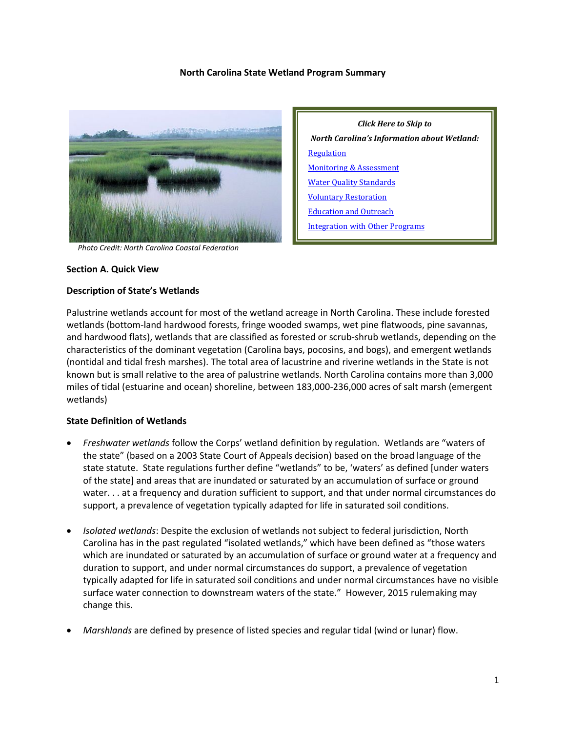# North Carolina State Wetland Program Summary

Photo Credit: North Carolina Coastal Federation

*Click Here to Skip to*

*North Carolina's Information about Wetland:*

- Regulation
- Monitoring & Assessment
- Water Quality Standards
- Voluntary Restoration
- Education and Outreach
- Integration with Other Programs

## Section A. Quick View

### Description of State's Wetlands

Palustrine wetlands account for most of the wetland acreage in North Carolina. These include forested wetlands (bottom-land hardwood forests, fringe wooded swamps, wet pine flatwoods, pine savannas, and hardwood flats), wetlands that are classified as forested or scrub-shrub wetlands, depending on the characteristics of the dominant vegetation (Carolina bays, pocosins, and bogs), and emergent wetlands (nontidal and tidal fresh marshes). The total area of lacustrine and riverine wetlands in the State is not known but is small relative to the area of palustrine wetlands. North Carolina contains more than 3,000 miles of tidal (estuarine and ocean) shoreline, between 183,000-236,000 acres of salt marsh (emergent wetlands)

### State Definition of Wetlands

- *Freshwater wetlands* follow the Corps' wetland definition by regulation. Wetlands are "waters of the state" (based on a 2003 State Court of Appeals decision) based on the broad language of the state statute. State regulations further define "wetlands" to be, 'waters' as defined [under waters of the state] and areas that are inundated or saturated by an accumulation of surface or ground water. . . at a frequency and duration sufficient to support, and that under normal circumstances do support, a prevalence of vegetation typically adapted for life in saturated soil conditions.

- *Isolated wetlands*: Despite the exclusion of wetlands not subject to federal jurisdiction, North Carolina has in the past regulated "isolated wetlands," which have been defined as "those waters which are inundated or saturated by an accumulation of surface or ground water at a frequency and duration to support, and under normal circumstances do support, a prevalence of vegetation typically adapted for life in saturated soil conditions and under normal circumstances have no visible surface water connection to downstream waters of the state." However, 2015 rulemaking may change this.

- *Marshlands* are defined by presence of listed species and regular tidal (wind or lunar) flow.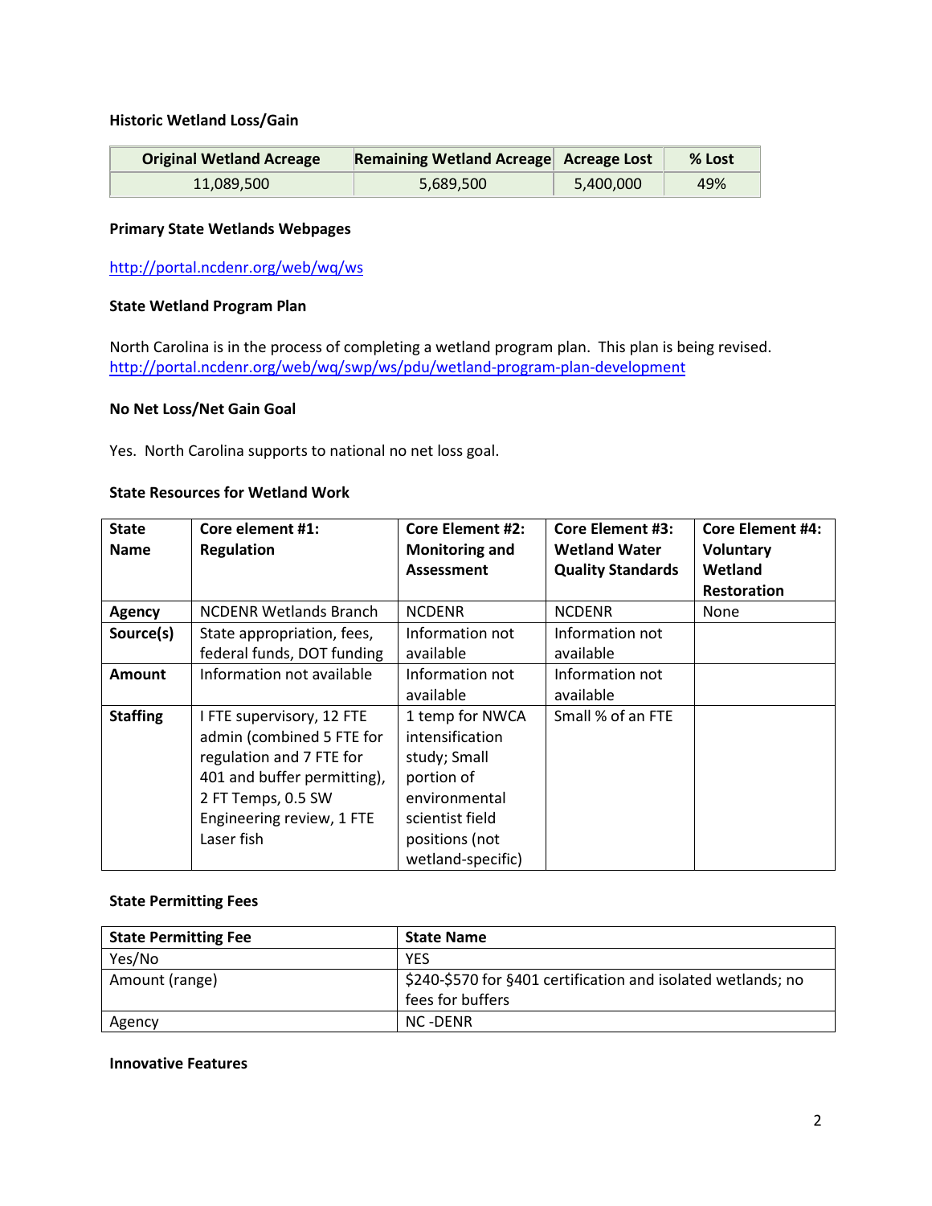### Historic Wetland Loss/Gain

| Original Wetland Acreage | Remaining Wetland Acreage | Acreage Lost | % Lost |
|---|---|---|---|
| 11,089,500 | 5,689,500 | 5,400,000 | 49% |

### Primary State Wetlands Webpages

http://portal.ncdenr.org/web/wq/ws

### State Wetland Program Plan

North Carolina is in the process of completing a wetland program plan. This plan is being revised.
http://portal.ncdenr.org/web/wq/swp/ws/pdu/wetland-program-plan-development

### No Net Loss/Net Gain Goal

Yes. North Carolina supports to national no net loss goal.

### State Resources for Wetland Work

| State Name | Core element #1: Regulation | Core Element #2: Monitoring and Assessment | Core Element #3: Wetland Water Quality Standards | Core Element #4: Voluntary Wetland Restoration |
|---|---|---|---|---|
| **Agency** | NCDENR Wetlands Branch | NCDENR | NCDENR | None |
| **Source(s)** | State appropriation, fees, federal funds, DOT funding | Information not available | Information not available | |
| **Amount** | Information not available | Information not available | Information not available | |
| **Staffing** | I FTE supervisory, 12 FTE admin (combined 5 FTE for regulation and 7 FTE for 401 and buffer permitting), 2 FT Temps, 0.5 SW Engineering review, 1 FTE Laser fish | 1 temp for NWCA intensification study; Small portion of environmental scientist field positions (not wetland-specific) | Small % of an FTE | |

### State Permitting Fees

| State Permitting Fee | State Name |
|---|---|
| Yes/No | YES |
| Amount (range) | $240-$570 for §401 certification and isolated wetlands; no fees for buffers |
| Agency | NC -DENR |

### Innovative Features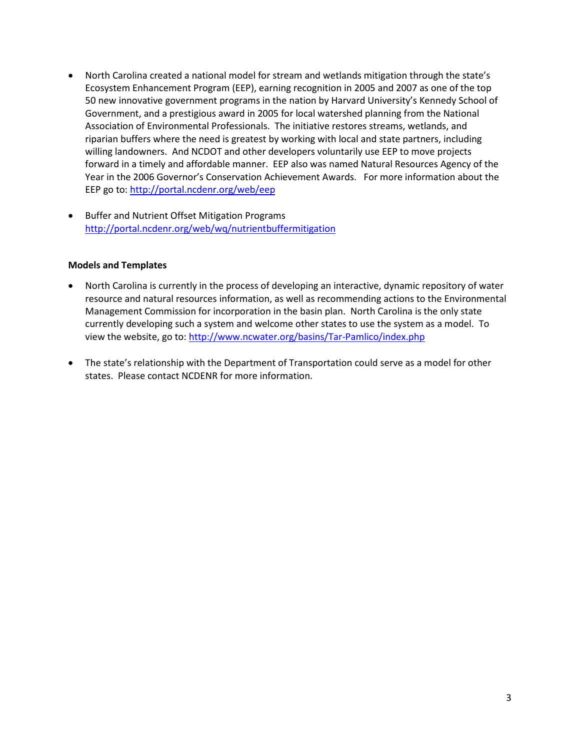- North Carolina created a national model for stream and wetlands mitigation through the state's Ecosystem Enhancement Program (EEP), earning recognition in 2005 and 2007 as one of the top 50 new innovative government programs in the nation by Harvard University's Kennedy School of Government, and a prestigious award in 2005 for local watershed planning from the National Association of Environmental Professionals. The initiative restores streams, wetlands, and riparian buffers where the need is greatest by working with local and state partners, including willing landowners. And NCDOT and other developers voluntarily use EEP to move projects forward in a timely and affordable manner. EEP also was named Natural Resources Agency of the Year in the 2006 Governor's Conservation Achievement Awards. For more information about the EEP go to: http://portal.ncdenr.org/web/eep

- Buffer and Nutrient Offset Mitigation Programs http://portal.ncdenr.org/web/wq/nutrientbuffermitigation

**Models and Templates**

- North Carolina is currently in the process of developing an interactive, dynamic repository of water resource and natural resources information, as well as recommending actions to the Environmental Management Commission for incorporation in the basin plan. North Carolina is the only state currently developing such a system and welcome other states to use the system as a model. To view the website, go to: http://www.ncwater.org/basins/Tar-Pamlico/index.php

- The state's relationship with the Department of Transportation could serve as a model for other states. Please contact NCDENR for more information.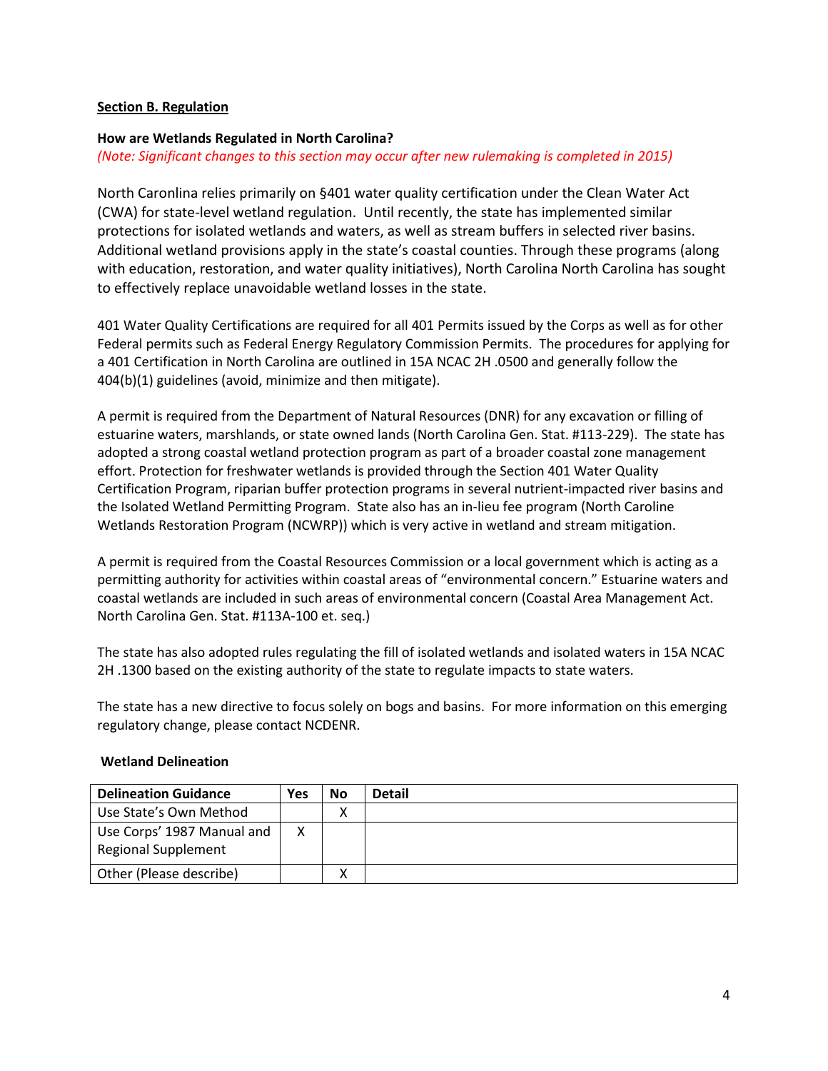**Section B. Regulation**

**How are Wetlands Regulated in North Carolina?**

*(Note: Significant changes to this section may occur after new rulemaking is completed in 2015)*

North Caronlina relies primarily on §401 water quality certification under the Clean Water Act (CWA) for state-level wetland regulation. Until recently, the state has implemented similar protections for isolated wetlands and waters, as well as stream buffers in selected river basins. Additional wetland provisions apply in the state's coastal counties. Through these programs (along with education, restoration, and water quality initiatives), North Carolina North Carolina has sought to effectively replace unavoidable wetland losses in the state.

401 Water Quality Certifications are required for all 401 Permits issued by the Corps as well as for other Federal permits such as Federal Energy Regulatory Commission Permits. The procedures for applying for a 401 Certification in North Carolina are outlined in 15A NCAC 2H .0500 and generally follow the 404(b)(1) guidelines (avoid, minimize and then mitigate).

A permit is required from the Department of Natural Resources (DNR) for any excavation or filling of estuarine waters, marshlands, or state owned lands (North Carolina Gen. Stat. #113-229). The state has adopted a strong coastal wetland protection program as part of a broader coastal zone management effort. Protection for freshwater wetlands is provided through the Section 401 Water Quality Certification Program, riparian buffer protection programs in several nutrient-impacted river basins and the Isolated Wetland Permitting Program. State also has an in-lieu fee program (North Caroline Wetlands Restoration Program (NCWRP)) which is very active in wetland and stream mitigation.

A permit is required from the Coastal Resources Commission or a local government which is acting as a permitting authority for activities within coastal areas of "environmental concern." Estuarine waters and coastal wetlands are included in such areas of environmental concern (Coastal Area Management Act. North Carolina Gen. Stat. #113A-100 et. seq.)

The state has also adopted rules regulating the fill of isolated wetlands and isolated waters in 15A NCAC 2H .1300 based on the existing authority of the state to regulate impacts to state waters.

The state has a new directive to focus solely on bogs and basins. For more information on this emerging regulatory change, please contact NCDENR.

**Wetland Delineation**

| Delineation Guidance | Yes | No | Detail |
|---|---|---|---|
| Use State's Own Method | | X | |
| Use Corps' 1987 Manual and Regional Supplement | X | | |
| Other (Please describe) | | X | |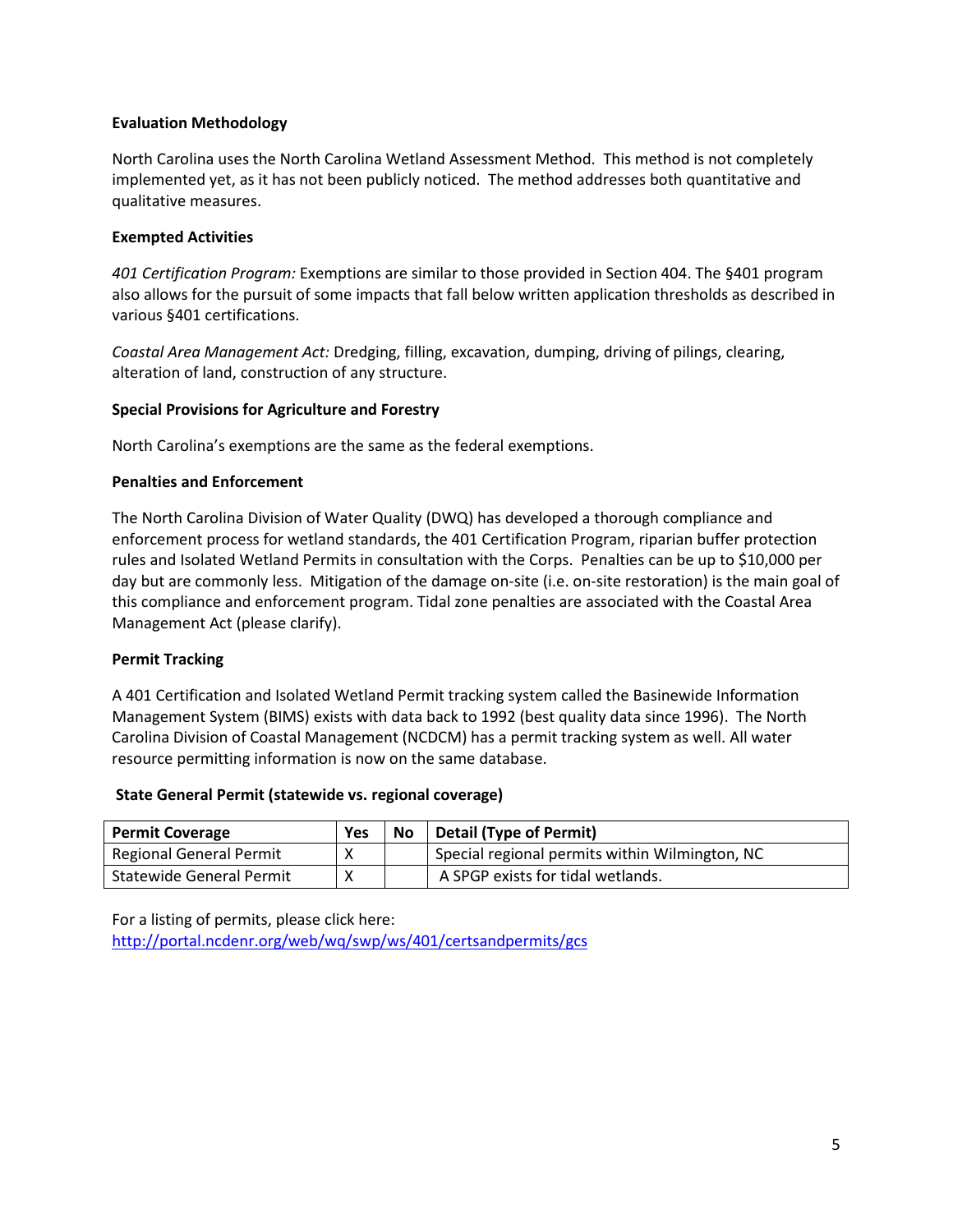**Evaluation Methodology**

North Carolina uses the North Carolina Wetland Assessment Method. This method is not completely implemented yet, as it has not been publicly noticed. The method addresses both quantitative and qualitative measures.

**Exempted Activities**

*401 Certification Program:* Exemptions are similar to those provided in Section 404. The §401 program also allows for the pursuit of some impacts that fall below written application thresholds as described in various §401 certifications.

*Coastal Area Management Act:* Dredging, filling, excavation, dumping, driving of pilings, clearing, alteration of land, construction of any structure.

**Special Provisions for Agriculture and Forestry**

North Carolina's exemptions are the same as the federal exemptions.

**Penalties and Enforcement**

The North Carolina Division of Water Quality (DWQ) has developed a thorough compliance and enforcement process for wetland standards, the 401 Certification Program, riparian buffer protection rules and Isolated Wetland Permits in consultation with the Corps. Penalties can be up to $10,000 per day but are commonly less. Mitigation of the damage on-site (i.e. on-site restoration) is the main goal of this compliance and enforcement program. Tidal zone penalties are associated with the Coastal Area Management Act (please clarify).

**Permit Tracking**

A 401 Certification and Isolated Wetland Permit tracking system called the Basinewide Information Management System (BIMS) exists with data back to 1992 (best quality data since 1996). The North Carolina Division of Coastal Management (NCDCM) has a permit tracking system as well. All water resource permitting information is now on the same database.

**State General Permit (statewide vs. regional coverage)**

| Permit Coverage | Yes | No | Detail (Type of Permit) |
|---|---|---|---|
| Regional General Permit | X | | Special regional permits within Wilmington, NC |
| Statewide General Permit | X | | A SPGP exists for tidal wetlands. |

For a listing of permits, please click here:
http://portal.ncdenr.org/web/wq/swp/ws/401/certsandpermits/gcs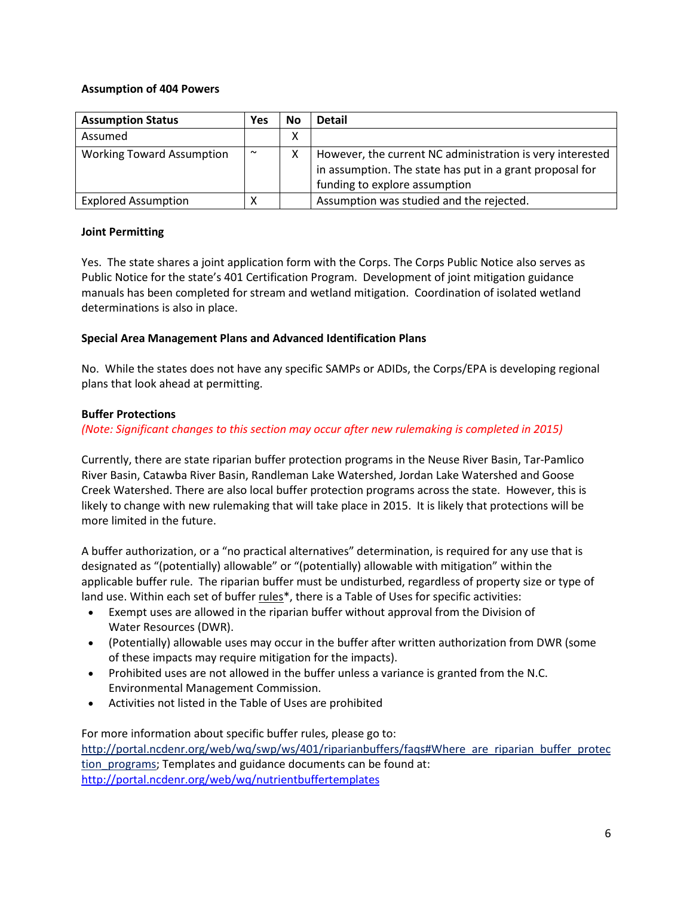**Assumption of 404 Powers**

| Assumption Status | Yes | No | Detail |
|---|---|---|---|
| Assumed | | X | |
| Working Toward Assumption | ~ | X | However, the current NC administration is very interested in assumption. The state has put in a grant proposal for funding to explore assumption |
| Explored Assumption | X | | Assumption was studied and the rejected. |

**Joint Permitting**

Yes. The state shares a joint application form with the Corps. The Corps Public Notice also serves as Public Notice for the state's 401 Certification Program. Development of joint mitigation guidance manuals has been completed for stream and wetland mitigation. Coordination of isolated wetland determinations is also in place.

**Special Area Management Plans and Advanced Identification Plans**

No. While the states does not have any specific SAMPs or ADIDs, the Corps/EPA is developing regional plans that look ahead at permitting.

**Buffer Protections**

*(Note: Significant changes to this section may occur after new rulemaking is completed in 2015)*

Currently, there are state riparian buffer protection programs in the Neuse River Basin, Tar-Pamlico River Basin, Catawba River Basin, Randleman Lake Watershed, Jordan Lake Watershed and Goose Creek Watershed. There are also local buffer protection programs across the state. However, this is likely to change with new rulemaking that will take place in 2015. It is likely that protections will be more limited in the future.

A buffer authorization, or a "no practical alternatives" determination, is required for any use that is designated as "(potentially) allowable" or "(potentially) allowable with mitigation" within the applicable buffer rule. The riparian buffer must be undisturbed, regardless of property size or type of land use. Within each set of buffer rules*, there is a Table of Uses for specific activities:

- Exempt uses are allowed in the riparian buffer without approval from the Division of Water Resources (DWR).
- (Potentially) allowable uses may occur in the buffer after written authorization from DWR (some of these impacts may require mitigation for the impacts).
- Prohibited uses are not allowed in the buffer unless a variance is granted from the N.C. Environmental Management Commission.
- Activities not listed in the Table of Uses are prohibited

For more information about specific buffer rules, please go to: http://portal.ncdenr.org/web/wq/swp/ws/401/riparianbuffers/faqs#Where_are_riparian_buffer_protection_programs; Templates and guidance documents can be found at: http://portal.ncdenr.org/web/wq/nutrientbuffertemplates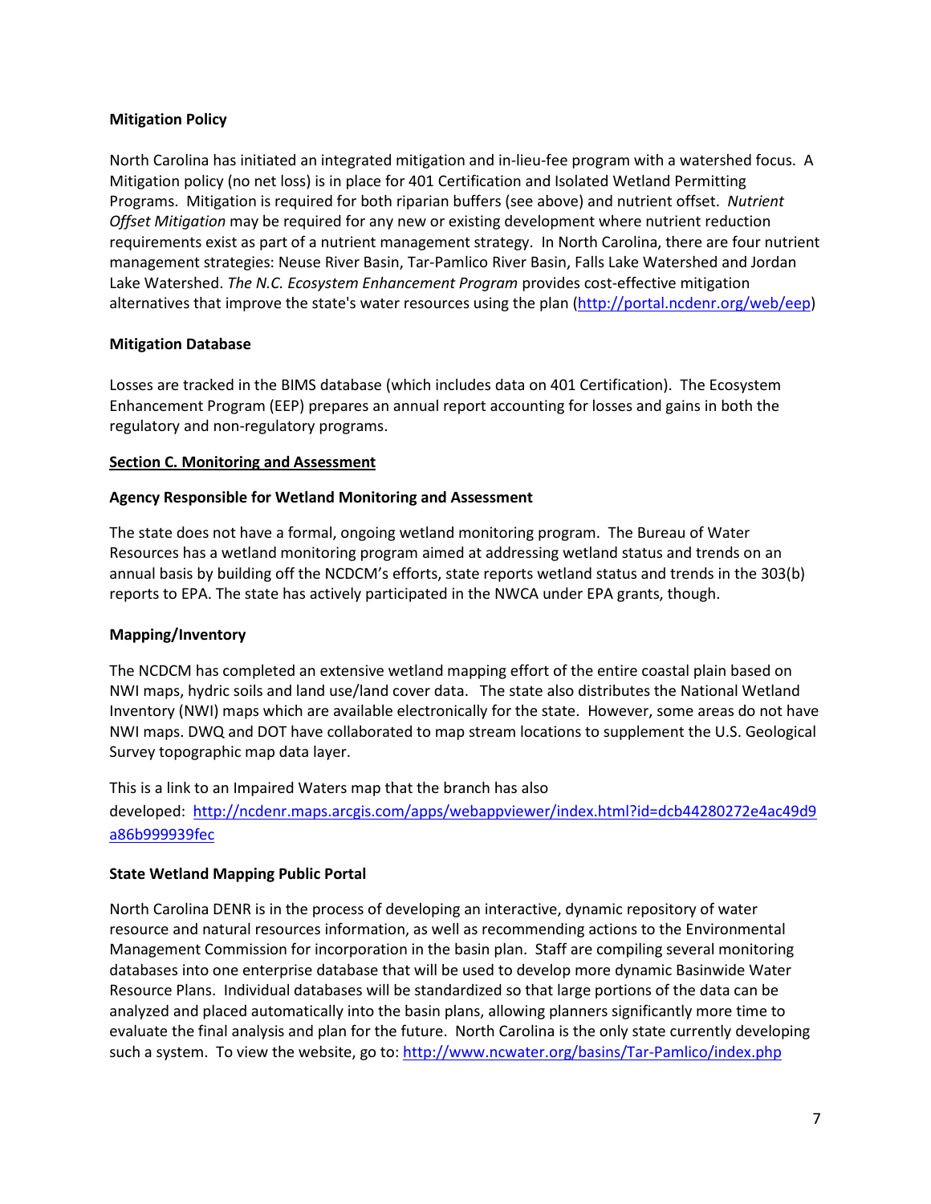**Mitigation Policy**

North Carolina has initiated an integrated mitigation and in-lieu-fee program with a watershed focus. A Mitigation policy (no net loss) is in place for 401 Certification and Isolated Wetland Permitting Programs. Mitigation is required for both riparian buffers (see above) and nutrient offset. *Nutrient Offset Mitigation* may be required for any new or existing development where nutrient reduction requirements exist as part of a nutrient management strategy. In North Carolina, there are four nutrient management strategies: Neuse River Basin, Tar-Pamlico River Basin, Falls Lake Watershed and Jordan Lake Watershed. *The N.C. Ecosystem Enhancement Program* provides cost-effective mitigation alternatives that improve the state's water resources using the plan (http://portal.ncdenr.org/web/eep)

**Mitigation Database**

Losses are tracked in the BIMS database (which includes data on 401 Certification). The Ecosystem Enhancement Program (EEP) prepares an annual report accounting for losses and gains in both the regulatory and non-regulatory programs.

## Section C. Monitoring and Assessment

**Agency Responsible for Wetland Monitoring and Assessment**

The state does not have a formal, ongoing wetland monitoring program. The Bureau of Water Resources has a wetland monitoring program aimed at addressing wetland status and trends on an annual basis by building off the NCDCM's efforts, state reports wetland status and trends in the 303(b) reports to EPA. The state has actively participated in the NWCA under EPA grants, though.

**Mapping/Inventory**

The NCDCM has completed an extensive wetland mapping effort of the entire coastal plain based on NWI maps, hydric soils and land use/land cover data. The state also distributes the National Wetland Inventory (NWI) maps which are available electronically for the state. However, some areas do not have NWI maps. DWQ and DOT have collaborated to map stream locations to supplement the U.S. Geological Survey topographic map data layer.

This is a link to an Impaired Waters map that the branch has also developed: http://ncdenr.maps.arcgis.com/apps/webappviewer/index.html?id=dcb44280272e4ac49d9a86b999939fec

**State Wetland Mapping Public Portal**

North Carolina DENR is in the process of developing an interactive, dynamic repository of water resource and natural resources information, as well as recommending actions to the Environmental Management Commission for incorporation in the basin plan. Staff are compiling several monitoring databases into one enterprise database that will be used to develop more dynamic Basinwide Water Resource Plans. Individual databases will be standardized so that large portions of the data can be analyzed and placed automatically into the basin plans, allowing planners significantly more time to evaluate the final analysis and plan for the future. North Carolina is the only state currently developing such a system. To view the website, go to: http://www.ncwater.org/basins/Tar-Pamlico/index.php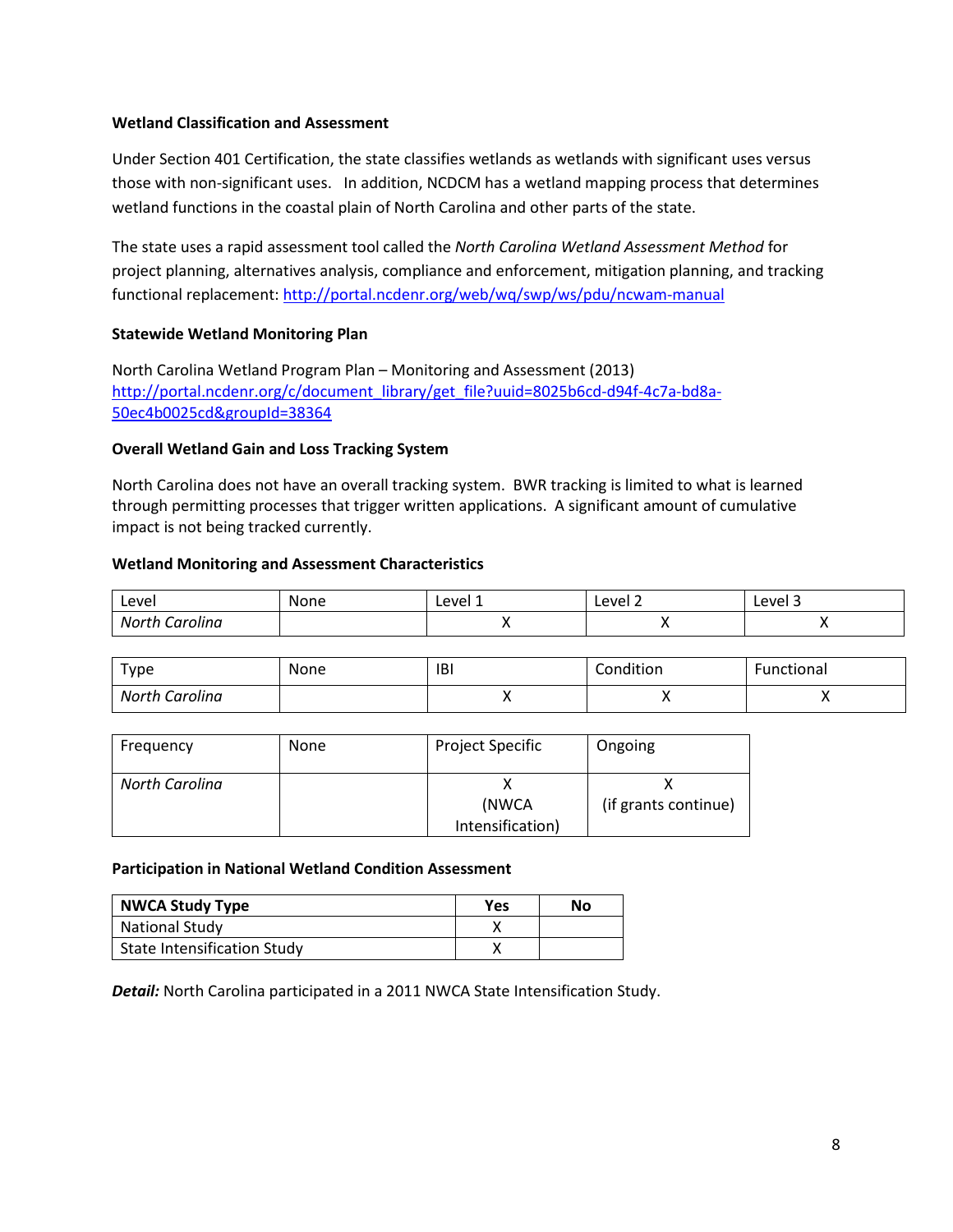**Wetland Classification and Assessment**

Under Section 401 Certification, the state classifies wetlands as wetlands with significant uses versus those with non-significant uses. In addition, NCDCM has a wetland mapping process that determines wetland functions in the coastal plain of North Carolina and other parts of the state.

The state uses a rapid assessment tool called the *North Carolina Wetland Assessment Method* for project planning, alternatives analysis, compliance and enforcement, mitigation planning, and tracking functional replacement: http://portal.ncdenr.org/web/wq/swp/ws/pdu/ncwam-manual

**Statewide Wetland Monitoring Plan**

North Carolina Wetland Program Plan – Monitoring and Assessment (2013)
http://portal.ncdenr.org/c/document_library/get_file?uuid=8025b6cd-d94f-4c7a-bd8a-50ec4b0025cd&groupId=38364

**Overall Wetland Gain and Loss Tracking System**

North Carolina does not have an overall tracking system. BWR tracking is limited to what is learned through permitting processes that trigger written applications. A significant amount of cumulative impact is not being tracked currently.

**Wetland Monitoring and Assessment Characteristics**

| Level | None | Level 1 | Level 2 | Level 3 |
|---|---|---|---|---|
| *North Carolina* | | X | X | X |

| Type | None | IBI | Condition | Functional |
|---|---|---|---|---|
| *North Carolina* | | X | X | X |

| Frequency | None | Project Specific | Ongoing |
|---|---|---|---|
| *North Carolina* | | X (NWCA Intensification) | X (if grants continue) |

**Participation in National Wetland Condition Assessment**

| NWCA Study Type | Yes | No |
|---|---|---|
| National Study | X | |
| State Intensification Study | X | |

***Detail:*** North Carolina participated in a 2011 NWCA State Intensification Study.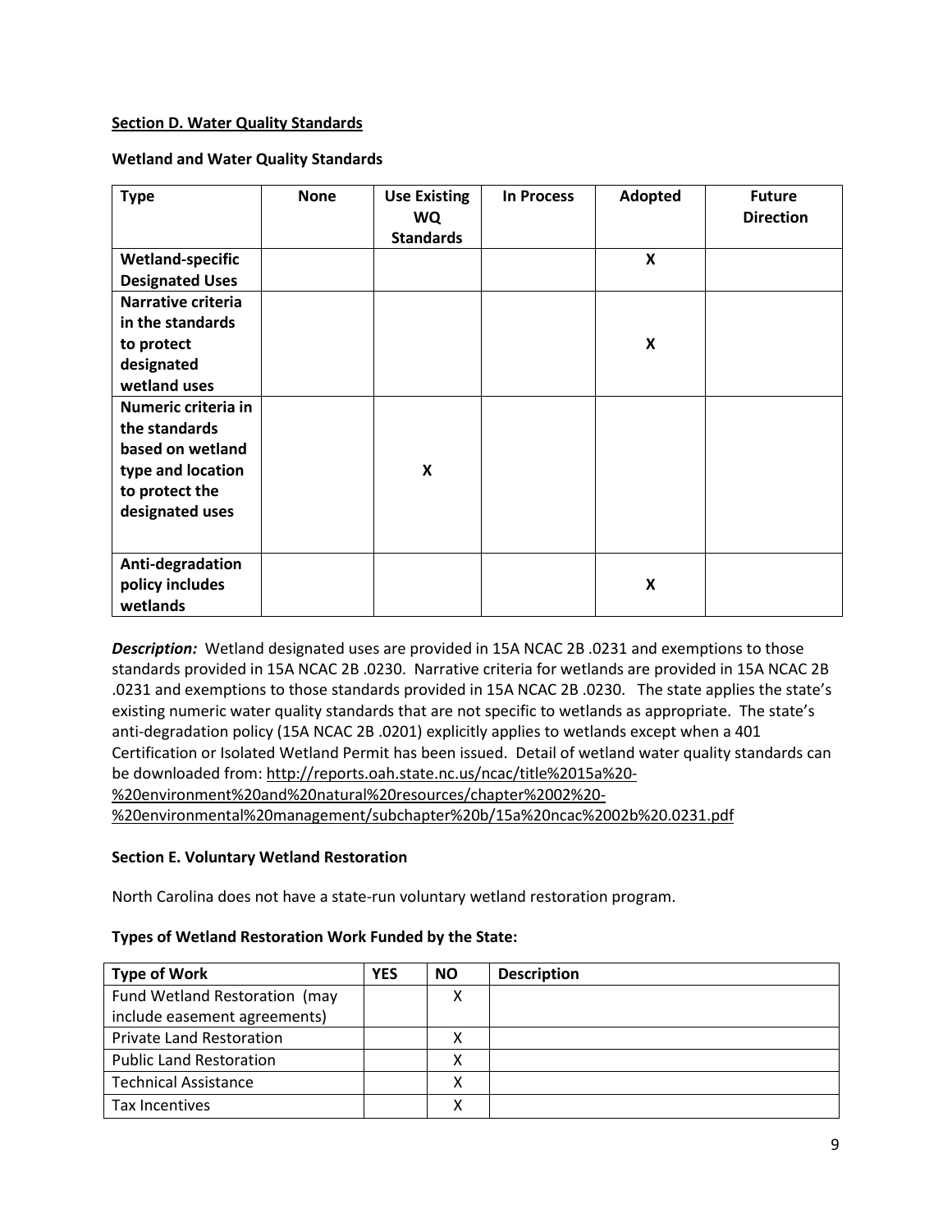**Section D. Water Quality Standards**

**Wetland and Water Quality Standards**

| Type | None | Use Existing WQ Standards | In Process | Adopted | Future Direction |
|---|---|---|---|---|---|
| **Wetland-specific Designated Uses** | | | | X | |
| **Narrative criteria in the standards to protect designated wetland uses** | | | | X | |
| **Numeric criteria in the standards based on wetland type and location to protect the designated uses** | | X | | | |
| **Anti-degradation policy includes wetlands** | | | | X | |

***Description:*** Wetland designated uses are provided in 15A NCAC 2B .0231 and exemptions to those standards provided in 15A NCAC 2B .0230. Narrative criteria for wetlands are provided in 15A NCAC 2B .0231 and exemptions to those standards provided in 15A NCAC 2B .0230. The state applies the state's existing numeric water quality standards that are not specific to wetlands as appropriate. The state's anti-degradation policy (15A NCAC 2B .0201) explicitly applies to wetlands except when a 401 Certification or Isolated Wetland Permit has been issued. Detail of wetland water quality standards can be downloaded from: http://reports.oah.state.nc.us/ncac/title%2015a%20-%20environment%20and%20natural%20resources/chapter%2002%20-%20environmental%20management/subchapter%20b/15a%20ncac%2002b%20.0231.pdf

**Section E. Voluntary Wetland Restoration**

North Carolina does not have a state-run voluntary wetland restoration program.

**Types of Wetland Restoration Work Funded by the State:**

| Type of Work | YES | NO | Description |
|---|---|---|---|
| Fund Wetland Restoration (may include easement agreements) | | X | |
| Private Land Restoration | | X | |
| Public Land Restoration | | X | |
| Technical Assistance | | X | |
| Tax Incentives | | X | |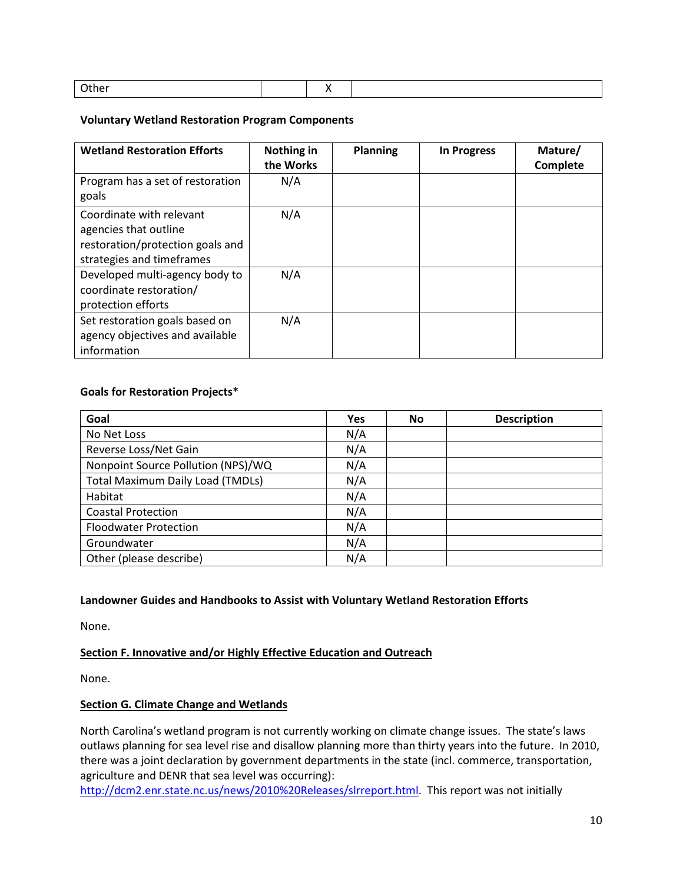| Other | | X | |
|---|---|---|---|

**Voluntary Wetland Restoration Program Components**

| Wetland Restoration Efforts | Nothing in the Works | Planning | In Progress | Mature/ Complete |
|---|---|---|---|---|
| Program has a set of restoration goals | N/A | | | |
| Coordinate with relevant agencies that outline restoration/protection goals and strategies and timeframes | N/A | | | |
| Developed multi-agency body to coordinate restoration/ protection efforts | N/A | | | |
| Set restoration goals based on agency objectives and available information | N/A | | | |

**Goals for Restoration Projects***

| Goal | Yes | No | Description |
|---|---|---|---|
| No Net Loss | N/A | | |
| Reverse Loss/Net Gain | N/A | | |
| Nonpoint Source Pollution (NPS)/WQ | N/A | | |
| Total Maximum Daily Load (TMDLs) | N/A | | |
| Habitat | N/A | | |
| Coastal Protection | N/A | | |
| Floodwater Protection | N/A | | |
| Groundwater | N/A | | |
| Other (please describe) | N/A | | |

**Landowner Guides and Handbooks to Assist with Voluntary Wetland Restoration Efforts**

None.

## Section F. Innovative and/or Highly Effective Education and Outreach

None.

## Section G. Climate Change and Wetlands

North Carolina's wetland program is not currently working on climate change issues. The state's laws outlaws planning for sea level rise and disallow planning more than thirty years into the future. In 2010, there was a joint declaration by government departments in the state (incl. commerce, transportation, agriculture and DENR that sea level was occurring): http://dcm2.enr.state.nc.us/news/2010%20Releases/slrreport.html. This report was not initially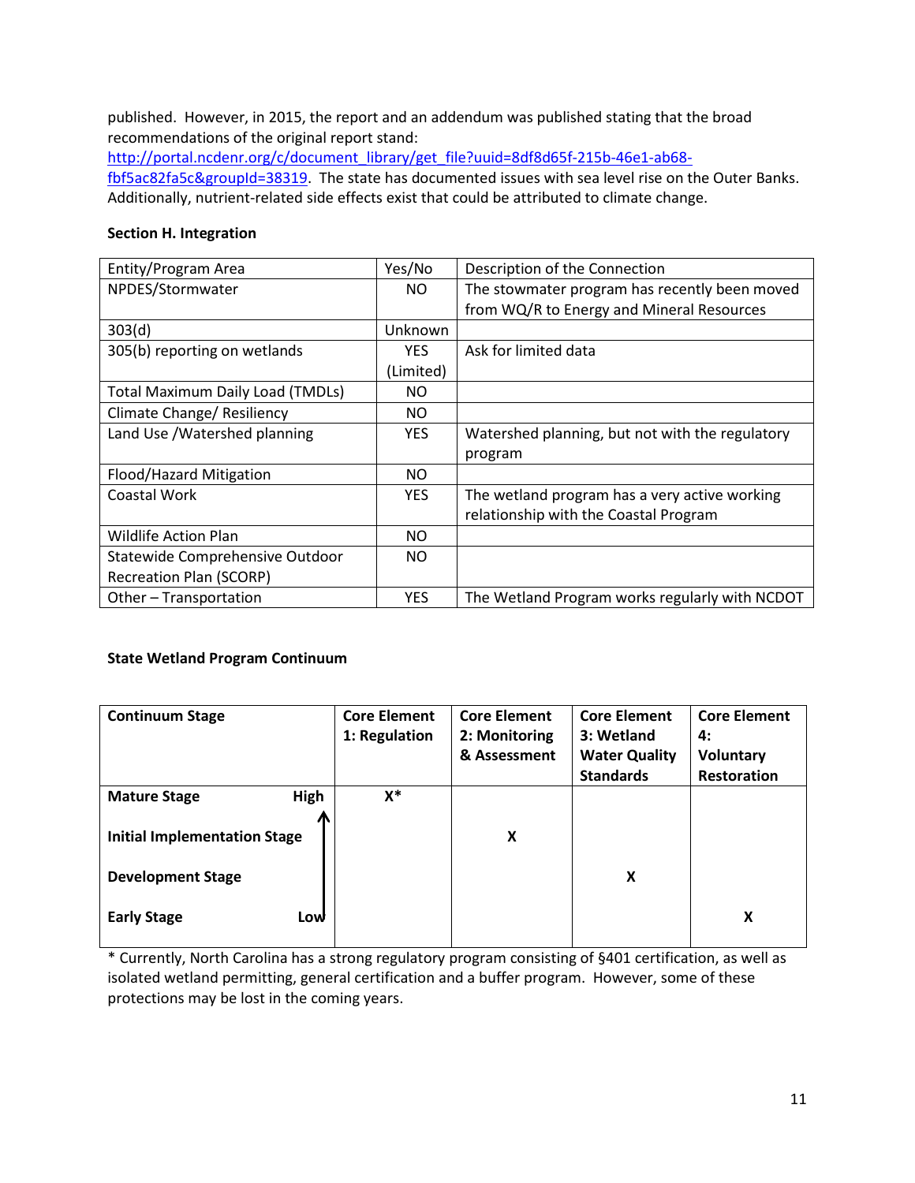published. However, in 2015, the report and an addendum was published stating that the broad recommendations of the original report stand: http://portal.ncdenr.org/c/document_library/get_file?uuid=8df8d65f-215b-46e1-ab68-fbf5ac82fa5c&groupId=38319. The state has documented issues with sea level rise on the Outer Banks. Additionally, nutrient-related side effects exist that could be attributed to climate change.

**Section H. Integration**

| Entity/Program Area | Yes/No | Description of the Connection |
|---|---|---|
| NPDES/Stormwater | NO | The stowmater program has recently been moved from WQ/R to Energy and Mineral Resources |
| 303(d) | Unknown | |
| 305(b) reporting on wetlands | YES (Limited) | Ask for limited data |
| Total Maximum Daily Load (TMDLs) | NO | |
| Climate Change/ Resiliency | NO | |
| Land Use /Watershed planning | YES | Watershed planning, but not with the regulatory program |
| Flood/Hazard Mitigation | NO | |
| Coastal Work | YES | The wetland program has a very active working relationship with the Coastal Program |
| Wildlife Action Plan | NO | |
| Statewide Comprehensive Outdoor Recreation Plan (SCORP) | NO | |
| Other – Transportation | YES | The Wetland Program works regularly with NCDOT |

**State Wetland Program Continuum**

| Continuum Stage | Core Element 1: Regulation | Core Element 2: Monitoring & Assessment | Core Element 3: Wetland Water Quality Standards | Core Element 4: Voluntary Restoration |
|---|---|---|---|---|
| Mature Stage (High) | X* | | | |
| Initial Implementation Stage | | X | | |
| Development Stage | | | X | |
| Early Stage (Low) | | | | X |

* Currently, North Carolina has a strong regulatory program consisting of §401 certification, as well as isolated wetland permitting, general certification and a buffer program. However, some of these protections may be lost in the coming years.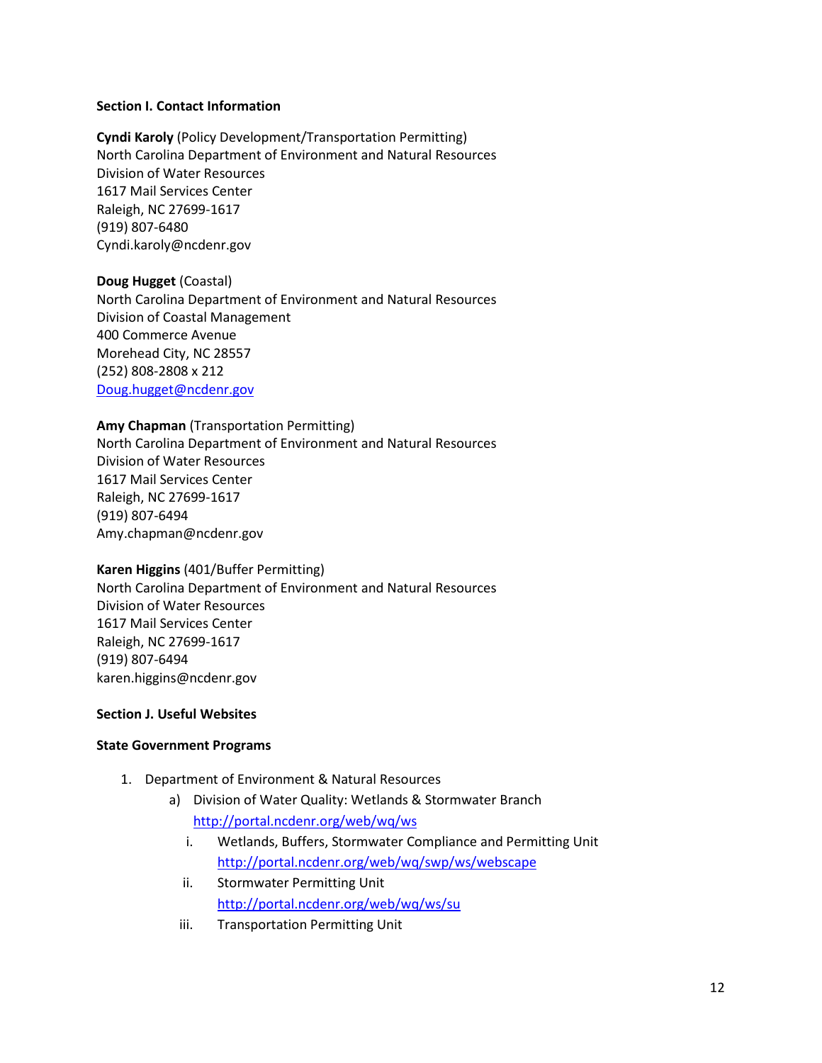**Section I. Contact Information**

**Cyndi Karoly** (Policy Development/Transportation Permitting)
North Carolina Department of Environment and Natural Resources
Division of Water Resources
1617 Mail Services Center
Raleigh, NC 27699-1617
(919) 807-6480
Cyndi.karoly@ncdenr.gov

**Doug Hugget** (Coastal)
North Carolina Department of Environment and Natural Resources
Division of Coastal Management
400 Commerce Avenue
Morehead City, NC 28557
(252) 808-2808 x 212
Doug.hugget@ncdenr.gov

**Amy Chapman** (Transportation Permitting)
North Carolina Department of Environment and Natural Resources
Division of Water Resources
1617 Mail Services Center
Raleigh, NC 27699-1617
(919) 807-6494
Amy.chapman@ncdenr.gov

**Karen Higgins** (401/Buffer Permitting)
North Carolina Department of Environment and Natural Resources
Division of Water Resources
1617 Mail Services Center
Raleigh, NC 27699-1617
(919) 807-6494
karen.higgins@ncdenr.gov

**Section J. Useful Websites**

**State Government Programs**

1. Department of Environment & Natural Resources
   a) Division of Water Quality: Wetlands & Stormwater Branch
      http://portal.ncdenr.org/web/wq/ws
      i. Wetlands, Buffers, Stormwater Compliance and Permitting Unit
         http://portal.ncdenr.org/web/wq/swp/ws/webscape
      ii. Stormwater Permitting Unit
          http://portal.ncdenr.org/web/wq/ws/su
      iii. Transportation Permitting Unit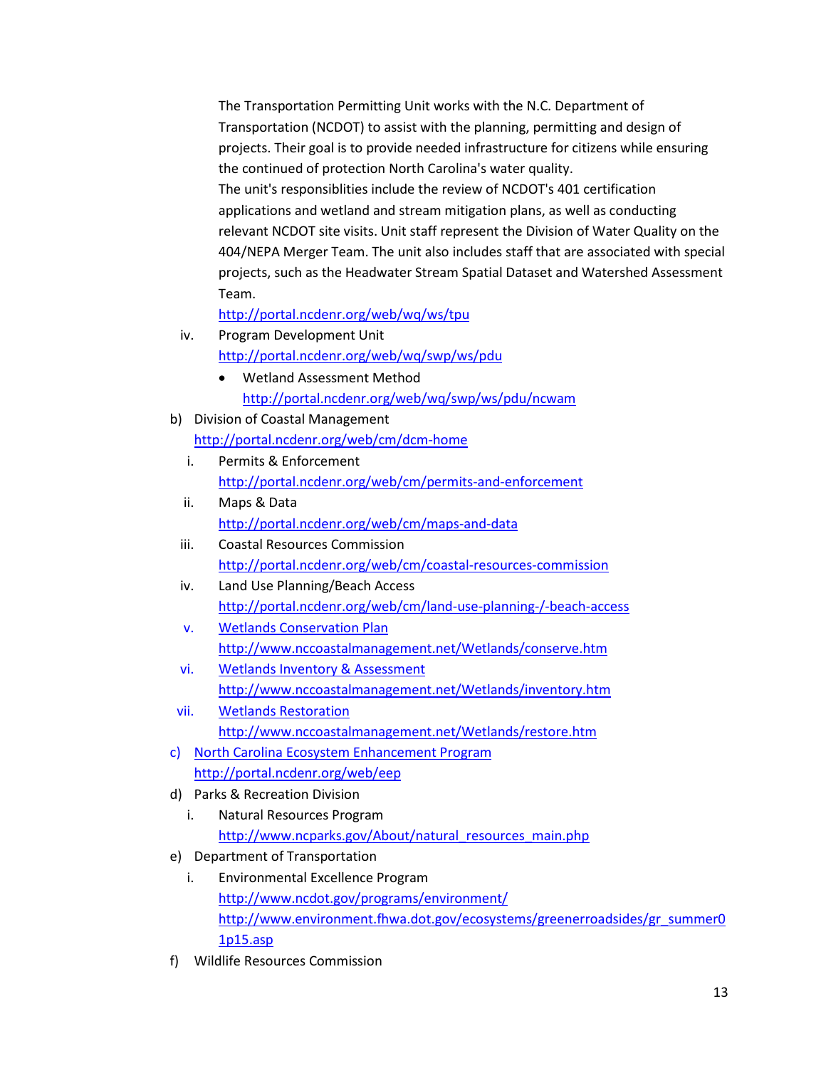The Transportation Permitting Unit works with the N.C. Department of Transportation (NCDOT) to assist with the planning, permitting and design of projects. Their goal is to provide needed infrastructure for citizens while ensuring the continued of protection North Carolina's water quality.

The unit's responsiblities include the review of NCDOT's 401 certification applications and wetland and stream mitigation plans, as well as conducting relevant NCDOT site visits. Unit staff represent the Division of Water Quality on the 404/NEPA Merger Team. The unit also includes staff that are associated with special projects, such as the Headwater Stream Spatial Dataset and Watershed Assessment Team.

http://portal.ncdenr.org/web/wq/ws/tpu

iv. Program Development Unit
http://portal.ncdenr.org/web/wq/swp/ws/pdu
    - Wetland Assessment Method
      http://portal.ncdenr.org/web/wq/swp/ws/pdu/ncwam

b) Division of Coastal Management
http://portal.ncdenr.org/web/cm/dcm-home

i. Permits & Enforcement
http://portal.ncdenr.org/web/cm/permits-and-enforcement

ii. Maps & Data
http://portal.ncdenr.org/web/cm/maps-and-data

iii. Coastal Resources Commission
http://portal.ncdenr.org/web/cm/coastal-resources-commission

iv. Land Use Planning/Beach Access
http://portal.ncdenr.org/web/cm/land-use-planning-/-beach-access

v. Wetlands Conservation Plan
http://www.nccoastalmanagement.net/Wetlands/conserve.htm

vi. Wetlands Inventory & Assessment
http://www.nccoastalmanagement.net/Wetlands/inventory.htm

vii. Wetlands Restoration
http://www.nccoastalmanagement.net/Wetlands/restore.htm

c) North Carolina Ecosystem Enhancement Program
http://portal.ncdenr.org/web/eep

d) Parks & Recreation Division

i. Natural Resources Program
http://www.ncparks.gov/About/natural_resources_main.php

e) Department of Transportation

i. Environmental Excellence Program
http://www.ncdot.gov/programs/environment/
http://www.environment.fhwa.dot.gov/ecosystems/greenerroadsides/gr_summer01p15.asp

f) Wildlife Resources Commission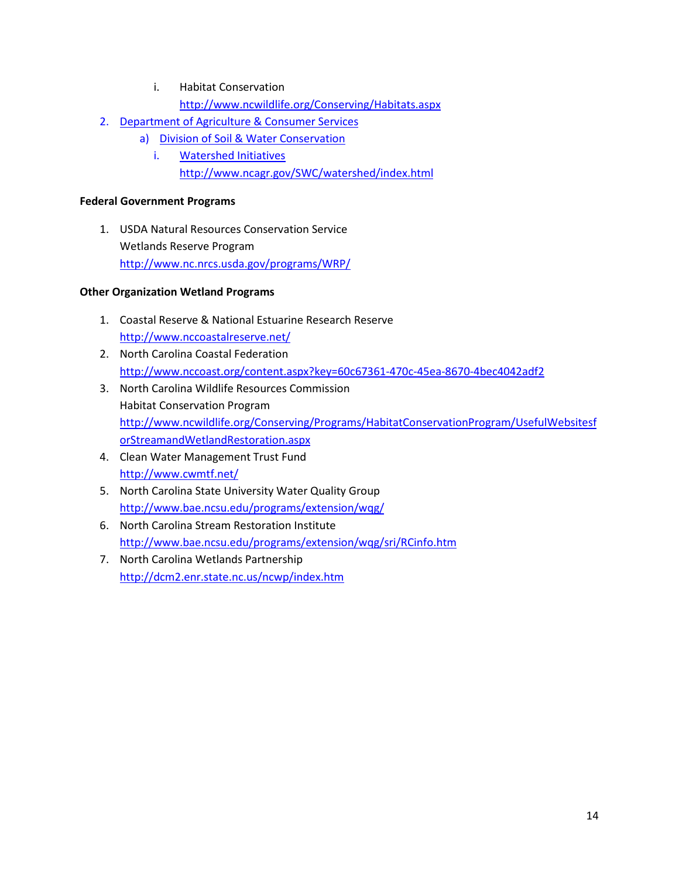i. Habitat Conservation
http://www.ncwildlife.org/Conserving/Habitats.aspx

2. Department of Agriculture & Consumer Services
   a) Division of Soil & Water Conservation
      i. Watershed Initiatives
      http://www.ncagr.gov/SWC/watershed/index.html

**Federal Government Programs**

1. USDA Natural Resources Conservation Service
   Wetlands Reserve Program
   http://www.nc.nrcs.usda.gov/programs/WRP/

**Other Organization Wetland Programs**

1. Coastal Reserve & National Estuarine Research Reserve
   http://www.nccoastalreserve.net/
2. North Carolina Coastal Federation
   http://www.nccoast.org/content.aspx?key=60c67361-470c-45ea-8670-4bec4042adf2
3. North Carolina Wildlife Resources Commission
   Habitat Conservation Program
   http://www.ncwildlife.org/Conserving/Programs/HabitatConservationProgram/UsefulWebsitesforStreamandWetlandRestoration.aspx
4. Clean Water Management Trust Fund
   http://www.cwmtf.net/
5. North Carolina State University Water Quality Group
   http://www.bae.ncsu.edu/programs/extension/wqg/
6. North Carolina Stream Restoration Institute
   http://www.bae.ncsu.edu/programs/extension/wqg/sri/RCinfo.htm
7. North Carolina Wetlands Partnership
   http://dcm2.enr.state.nc.us/ncwp/index.htm